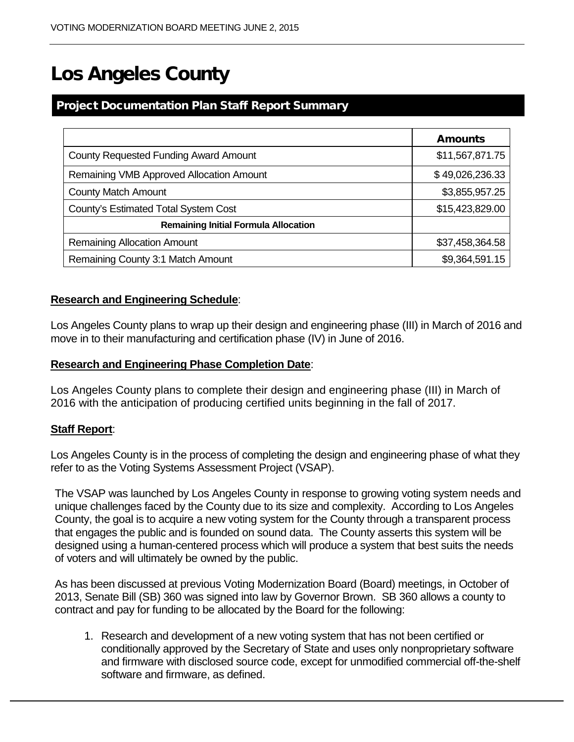# Los Angeles County

## Project Documentation Plan Staff Report Summary

| | Amounts |
|---|---|
| County Requested Funding Award Amount | $11,567,871.75 |
| Remaining VMB Approved Allocation Amount | $ 49,026,236.33 |
| County Match Amount | $3,855,957.25 |
| County's Estimated Total System Cost | $15,423,829.00 |
| **Remaining Initial Formula Allocation** | |
| Remaining Allocation Amount | $37,458,364.58 |
| Remaining County 3:1 Match Amount | $9,364,591.15 |

**Research and Engineering Schedule**:

Los Angeles County plans to wrap up their design and engineering phase (III) in March of 2016 and move in to their manufacturing and certification phase (IV) in June of 2016.

**Research and Engineering Phase Completion Date**:

Los Angeles County plans to complete their design and engineering phase (III) in March of 2016 with the anticipation of producing certified units beginning in the fall of 2017.

**Staff Report**:

Los Angeles County is in the process of completing the design and engineering phase of what they refer to as the Voting Systems Assessment Project (VSAP).

The VSAP was launched by Los Angeles County in response to growing voting system needs and unique challenges faced by the County due to its size and complexity. According to Los Angeles County, the goal is to acquire a new voting system for the County through a transparent process that engages the public and is founded on sound data. The County asserts this system will be designed using a human-centered process which will produce a system that best suits the needs of voters and will ultimately be owned by the public.

As has been discussed at previous Voting Modernization Board (Board) meetings, in October of 2013, Senate Bill (SB) 360 was signed into law by Governor Brown. SB 360 allows a county to contract and pay for funding to be allocated by the Board for the following:

1. Research and development of a new voting system that has not been certified or conditionally approved by the Secretary of State and uses only nonproprietary software and firmware with disclosed source code, except for unmodified commercial off-the-shelf software and firmware, as defined.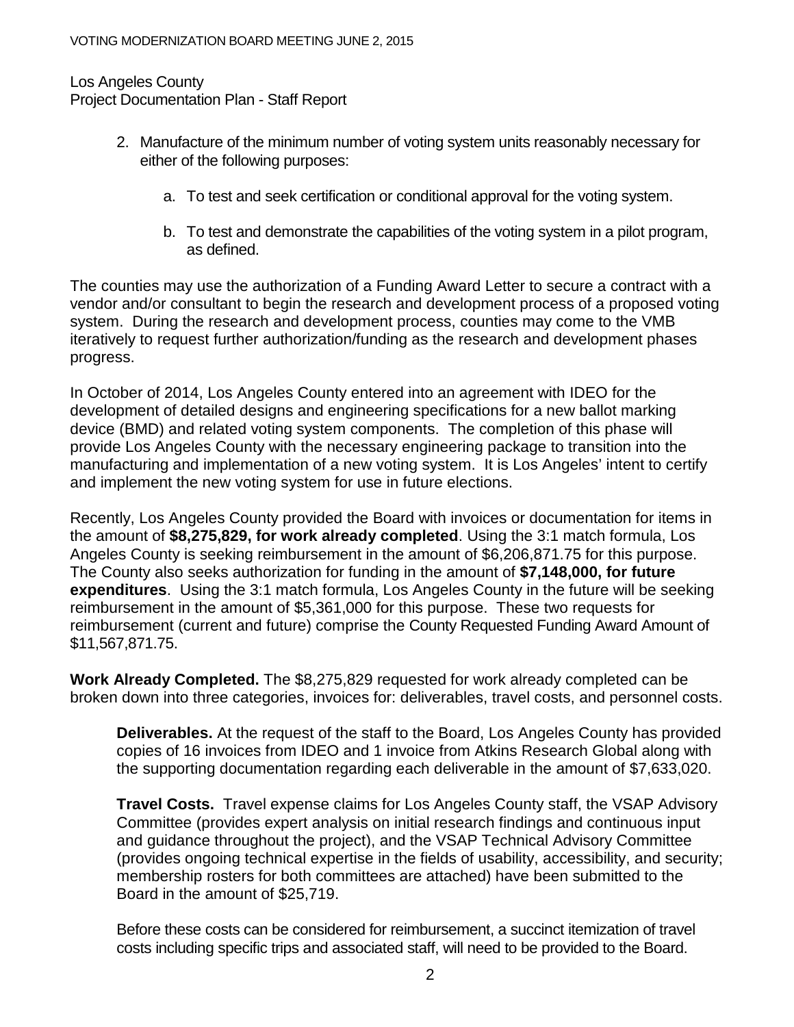2. Manufacture of the minimum number of voting system units reasonably necessary for either of the following purposes:

    a. To test and seek certification or conditional approval for the voting system.

    b. To test and demonstrate the capabilities of the voting system in a pilot program, as defined.

The counties may use the authorization of a Funding Award Letter to secure a contract with a vendor and/or consultant to begin the research and development process of a proposed voting system. During the research and development process, counties may come to the VMB iteratively to request further authorization/funding as the research and development phases progress.

In October of 2014, Los Angeles County entered into an agreement with IDEO for the development of detailed designs and engineering specifications for a new ballot marking device (BMD) and related voting system components. The completion of this phase will provide Los Angeles County with the necessary engineering package to transition into the manufacturing and implementation of a new voting system. It is Los Angeles' intent to certify and implement the new voting system for use in future elections.

Recently, Los Angeles County provided the Board with invoices or documentation for items in the amount of **$8,275,829, for work already completed**. Using the 3:1 match formula, Los Angeles County is seeking reimbursement in the amount of $6,206,871.75 for this purpose. The County also seeks authorization for funding in the amount of **$7,148,000, for future expenditures**. Using the 3:1 match formula, Los Angeles County in the future will be seeking reimbursement in the amount of $5,361,000 for this purpose. These two requests for reimbursement (current and future) comprise the County Requested Funding Award Amount of $11,567,871.75.

**Work Already Completed.** The $8,275,829 requested for work already completed can be broken down into three categories, invoices for: deliverables, travel costs, and personnel costs.

**Deliverables.** At the request of the staff to the Board, Los Angeles County has provided copies of 16 invoices from IDEO and 1 invoice from Atkins Research Global along with the supporting documentation regarding each deliverable in the amount of $7,633,020.

**Travel Costs.** Travel expense claims for Los Angeles County staff, the VSAP Advisory Committee (provides expert analysis on initial research findings and continuous input and guidance throughout the project), and the VSAP Technical Advisory Committee (provides ongoing technical expertise in the fields of usability, accessibility, and security; membership rosters for both committees are attached) have been submitted to the Board in the amount of $25,719.

Before these costs can be considered for reimbursement, a succinct itemization of travel costs including specific trips and associated staff, will need to be provided to the Board.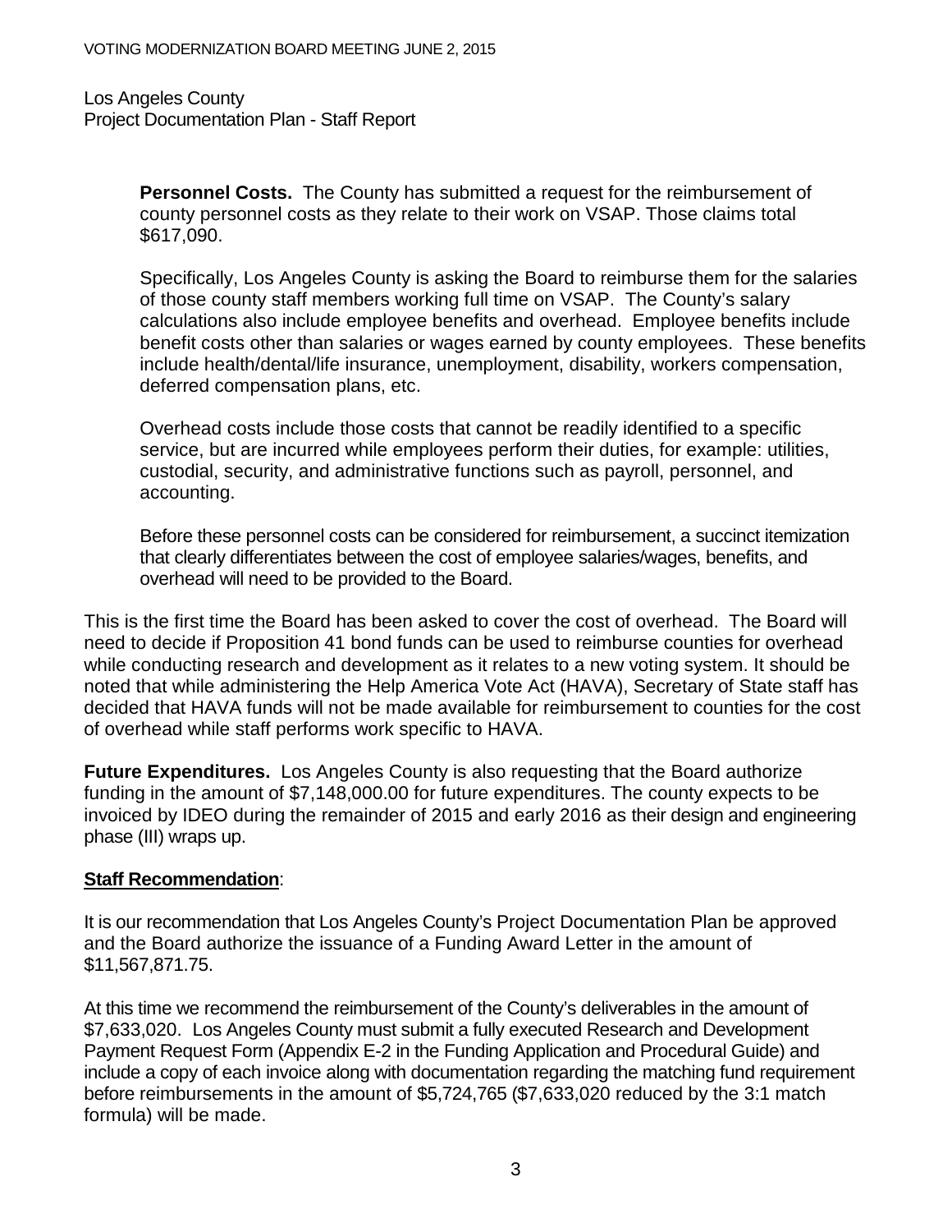**Personnel Costs.** The County has submitted a request for the reimbursement of county personnel costs as they relate to their work on VSAP. Those claims total $617,090.

Specifically, Los Angeles County is asking the Board to reimburse them for the salaries of those county staff members working full time on VSAP. The County's salary calculations also include employee benefits and overhead. Employee benefits include benefit costs other than salaries or wages earned by county employees. These benefits include health/dental/life insurance, unemployment, disability, workers compensation, deferred compensation plans, etc.

Overhead costs include those costs that cannot be readily identified to a specific service, but are incurred while employees perform their duties, for example: utilities, custodial, security, and administrative functions such as payroll, personnel, and accounting.

Before these personnel costs can be considered for reimbursement, a succinct itemization that clearly differentiates between the cost of employee salaries/wages, benefits, and overhead will need to be provided to the Board.

This is the first time the Board has been asked to cover the cost of overhead. The Board will need to decide if Proposition 41 bond funds can be used to reimburse counties for overhead while conducting research and development as it relates to a new voting system. It should be noted that while administering the Help America Vote Act (HAVA), Secretary of State staff has decided that HAVA funds will not be made available for reimbursement to counties for the cost of overhead while staff performs work specific to HAVA.

**Future Expenditures.** Los Angeles County is also requesting that the Board authorize funding in the amount of $7,148,000.00 for future expenditures. The county expects to be invoiced by IDEO during the remainder of 2015 and early 2016 as their design and engineering phase (III) wraps up.

**Staff Recommendation**:

It is our recommendation that Los Angeles County's Project Documentation Plan be approved and the Board authorize the issuance of a Funding Award Letter in the amount of $11,567,871.75.

At this time we recommend the reimbursement of the County's deliverables in the amount of $7,633,020. Los Angeles County must submit a fully executed Research and Development Payment Request Form (Appendix E-2 in the Funding Application and Procedural Guide) and include a copy of each invoice along with documentation regarding the matching fund requirement before reimbursements in the amount of $5,724,765 ($7,633,020 reduced by the 3:1 match formula) will be made.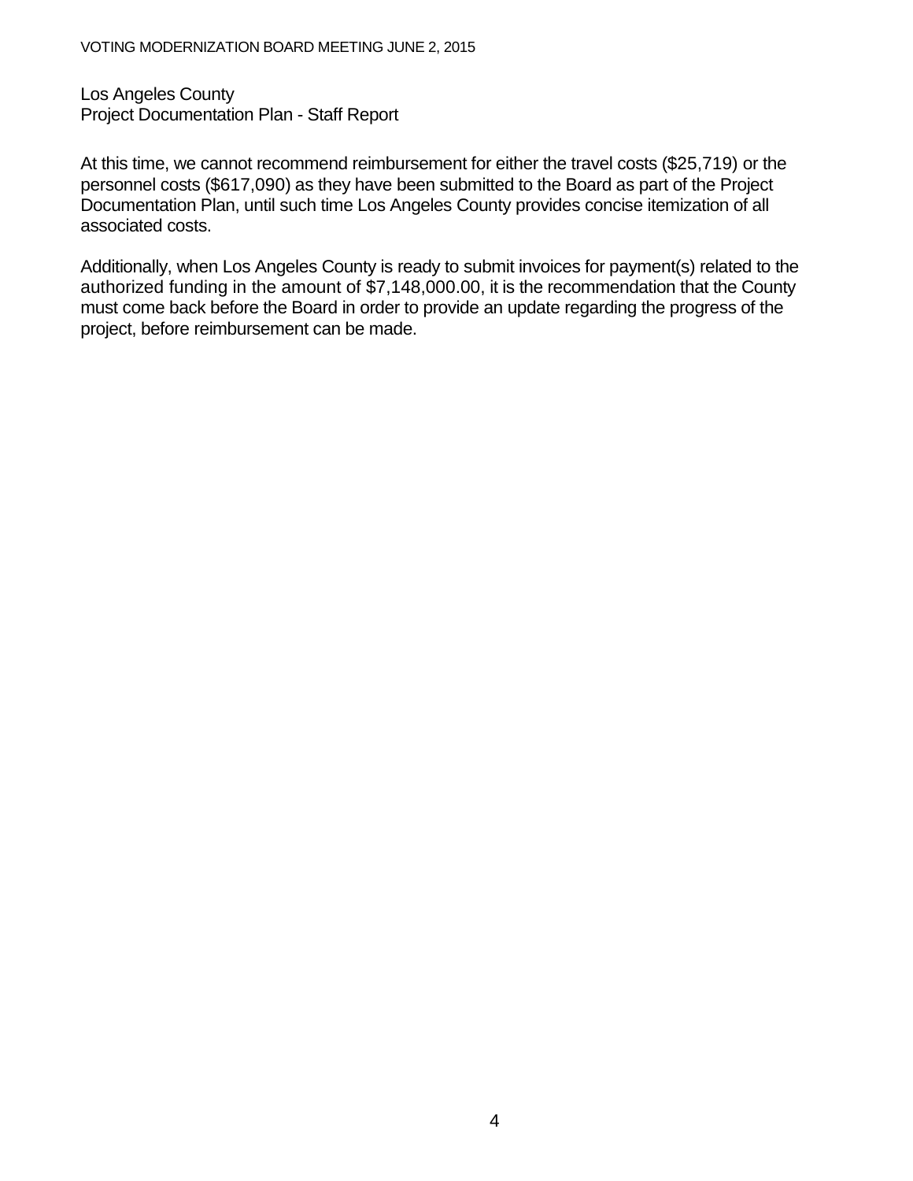Los Angeles County
Project Documentation Plan - Staff Report

At this time, we cannot recommend reimbursement for either the travel costs ($25,719) or the personnel costs ($617,090) as they have been submitted to the Board as part of the Project Documentation Plan, until such time Los Angeles County provides concise itemization of all associated costs.

Additionally, when Los Angeles County is ready to submit invoices for payment(s) related to the authorized funding in the amount of $7,148,000.00, it is the recommendation that the County must come back before the Board in order to provide an update regarding the progress of the project, before reimbursement can be made.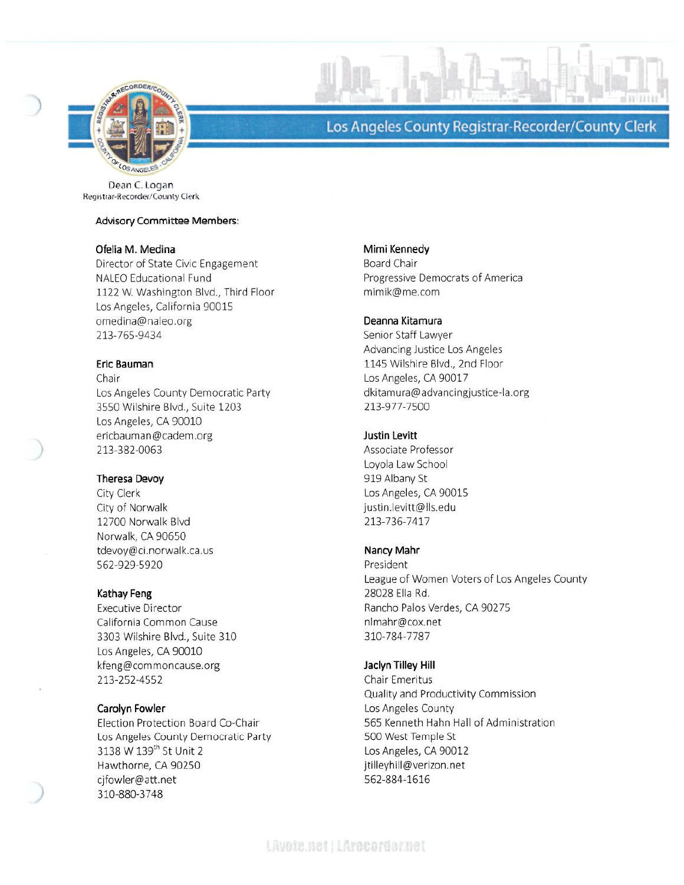Los Angeles County Registrar-Recorder/County Clerk

Dean C. Logan
Registrar-Recorder/County Clerk

**Advisory Committee Members:**

**Ofelia M. Medina**
Director of State Civic Engagement
NALEO Educational Fund
1122 W. Washington Blvd., Third Floor
Los Angeles, California 90015
omedina@naleo.org
213-765-9434

**Eric Bauman**
Chair
Los Angeles County Democratic Party
3550 Wilshire Blvd., Suite 1203
Los Angeles, CA 90010
ericbauman@cadem.org
213-382-0063

**Theresa Devoy**
City Clerk
City of Norwalk
12700 Norwalk Blvd
Norwalk, CA 90650
tdevoy@ci.norwalk.ca.us
562-929-5920

**Kathay Feng**
Executive Director
California Common Cause
3303 Wilshire Blvd., Suite 310
Los Angeles, CA 90010
kfeng@commoncause.org
213-252-4552

**Carolyn Fowler**
Election Protection Board Co-Chair
Los Angeles County Democratic Party
3138 W 139th St Unit 2
Hawthorne, CA 90250
cjfowler@att.net
310-880-3748

**Mimi Kennedy**
Board Chair
Progressive Democrats of America
mimik@me.com

**Deanna Kitamura**
Senior Staff Lawyer
Advancing Justice Los Angeles
1145 Wilshire Blvd., 2nd Floor
Los Angeles, CA 90017
dkitamura@advancingjustice-la.org
213-977-7500

**Justin Levitt**
Associate Professor
Loyola Law School
919 Albany St
Los Angeles, CA 90015
justin.levitt@lls.edu
213-736-7417

**Nancy Mahr**
President
League of Women Voters of Los Angeles County
28028 Ella Rd.
Rancho Palos Verdes, CA 90275
nlmahr@cox.net
310-784-7787

**Jaclyn Tilley Hill**
Chair Emeritus
Quality and Productivity Commission
Los Angeles County
565 Kenneth Hahn Hall of Administration
500 West Temple St
Los Angeles, CA 90012
jtilleyhill@verizon.net
562-884-1616

LAvote.net | LArecorder.net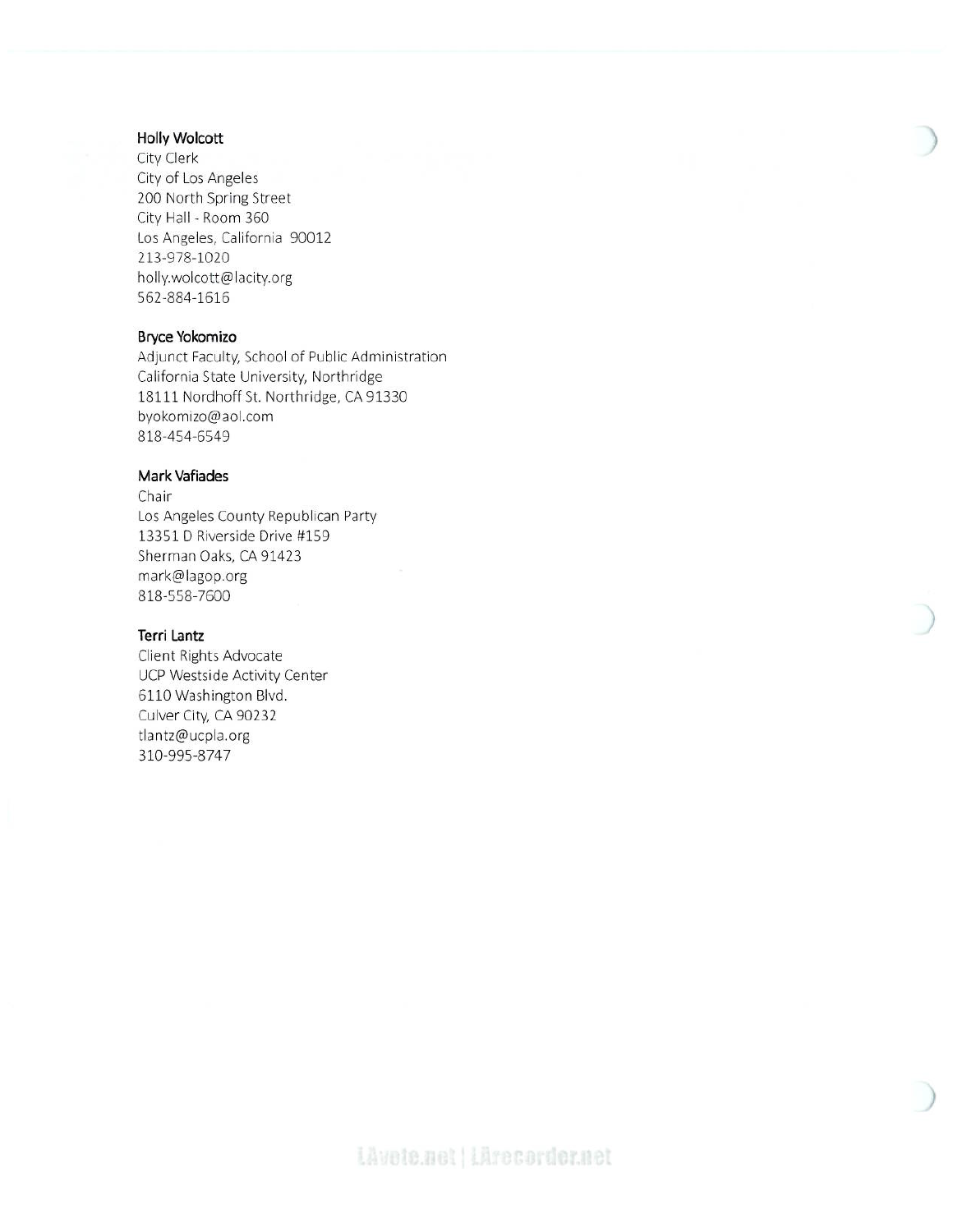**Holly Wolcott**
City Clerk
City of Los Angeles
200 North Spring Street
City Hall - Room 360
Los Angeles, California 90012
213-978-1020
holly.wolcott@lacity.org
562-884-1616

**Bryce Yokomizo**
Adjunct Faculty, School of Public Administration
California State University, Northridge
18111 Nordhoff St. Northridge, CA 91330
byokomizo@aol.com
818-454-6549

**Mark Vafiades**
Chair
Los Angeles County Republican Party
13351 D Riverside Drive #159
Sherman Oaks, CA 91423
mark@lagop.org
818-558-7600

**Terri Lantz**
Client Rights Advocate
UCP Westside Activity Center
6110 Washington Blvd.
Culver City, CA 90232
tlantz@ucpla.org
310-995-8747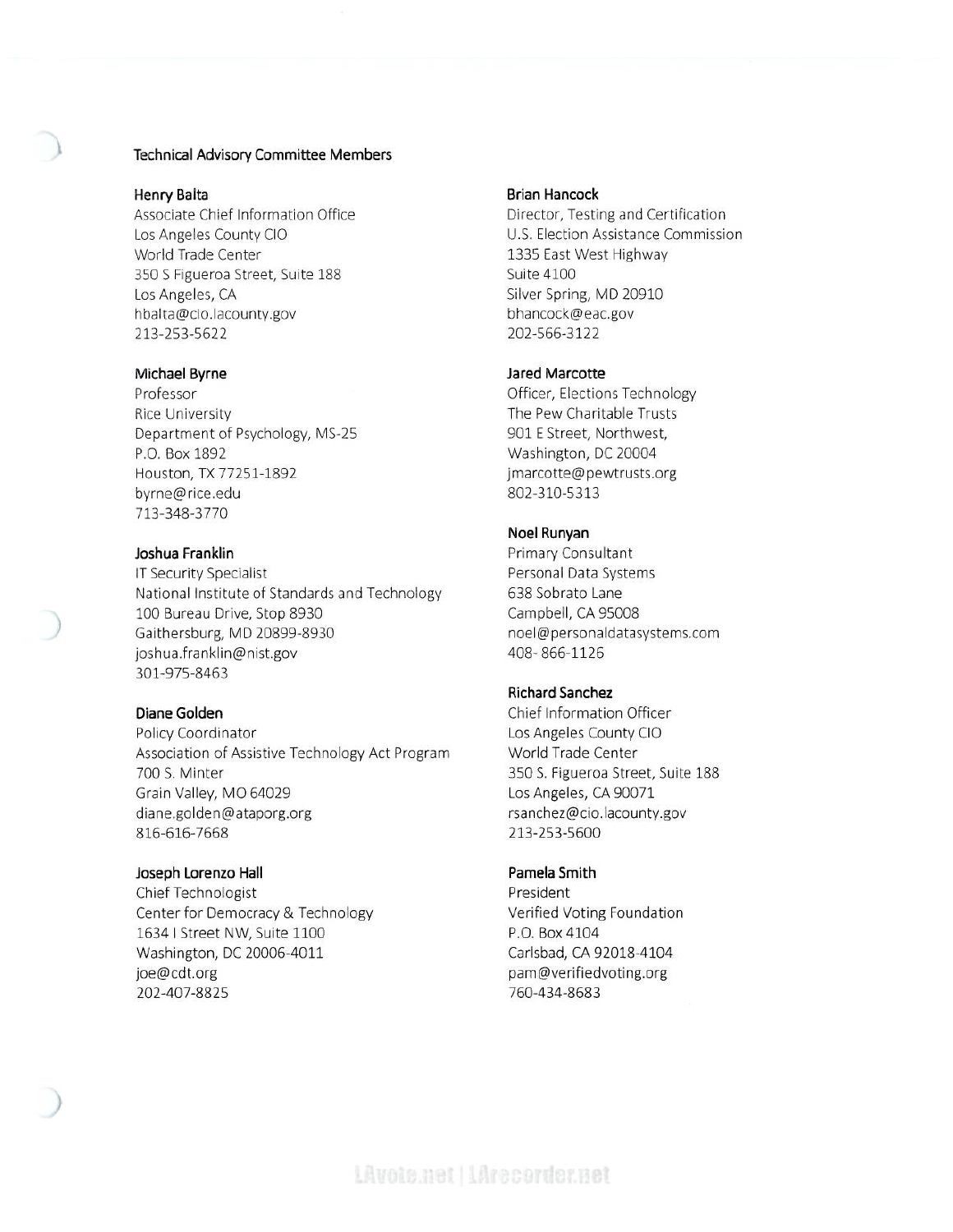Technical Advisory Committee Members

**Henry Balta**
Associate Chief Information Office
Los Angeles County CIO
World Trade Center
350 S Figueroa Street, Suite 188
Los Angeles, CA
hbalta@cio.lacounty.gov
213-253-5622

**Michael Byrne**
Professor
Rice University
Department of Psychology, MS-25
P.O. Box 1892
Houston, TX 77251-1892
byrne@rice.edu
713-348-3770

**Joshua Franklin**
IT Security Specialist
National Institute of Standards and Technology
100 Bureau Drive, Stop 8930
Gaithersburg, MD 20899-8930
joshua.franklin@nist.gov
301-975-8463

**Diane Golden**
Policy Coordinator
Association of Assistive Technology Act Program
700 S. Minter
Grain Valley, MO 64029
diane.golden@ataporg.org
816-616-7668

**Joseph Lorenzo Hall**
Chief Technologist
Center for Democracy & Technology
1634 I Street NW, Suite 1100
Washington, DC 20006-4011
joe@cdt.org
202-407-8825

**Brian Hancock**
Director, Testing and Certification
U.S. Election Assistance Commission
1335 East West Highway
Suite 4100
Silver Spring, MD 20910
bhancock@eac.gov
202-566-3122

**Jared Marcotte**
Officer, Elections Technology
The Pew Charitable Trusts
901 E Street, Northwest,
Washington, DC 20004
jmarcotte@pewtrusts.org
802-310-5313

**Noel Runyan**
Primary Consultant
Personal Data Systems
638 Sobrato Lane
Campbell, CA 95008
noel@personaldatasystems.com
408- 866-1126

**Richard Sanchez**
Chief Information Officer
Los Angeles County CIO
World Trade Center
350 S. Figueroa Street, Suite 188
Los Angeles, CA 90071
rsanchez@cio.lacounty.gov
213-253-5600

**Pamela Smith**
President
Verified Voting Foundation
P.O. Box 4104
Carlsbad, CA 92018-4104
pam@verifiedvoting.org
760-434-8683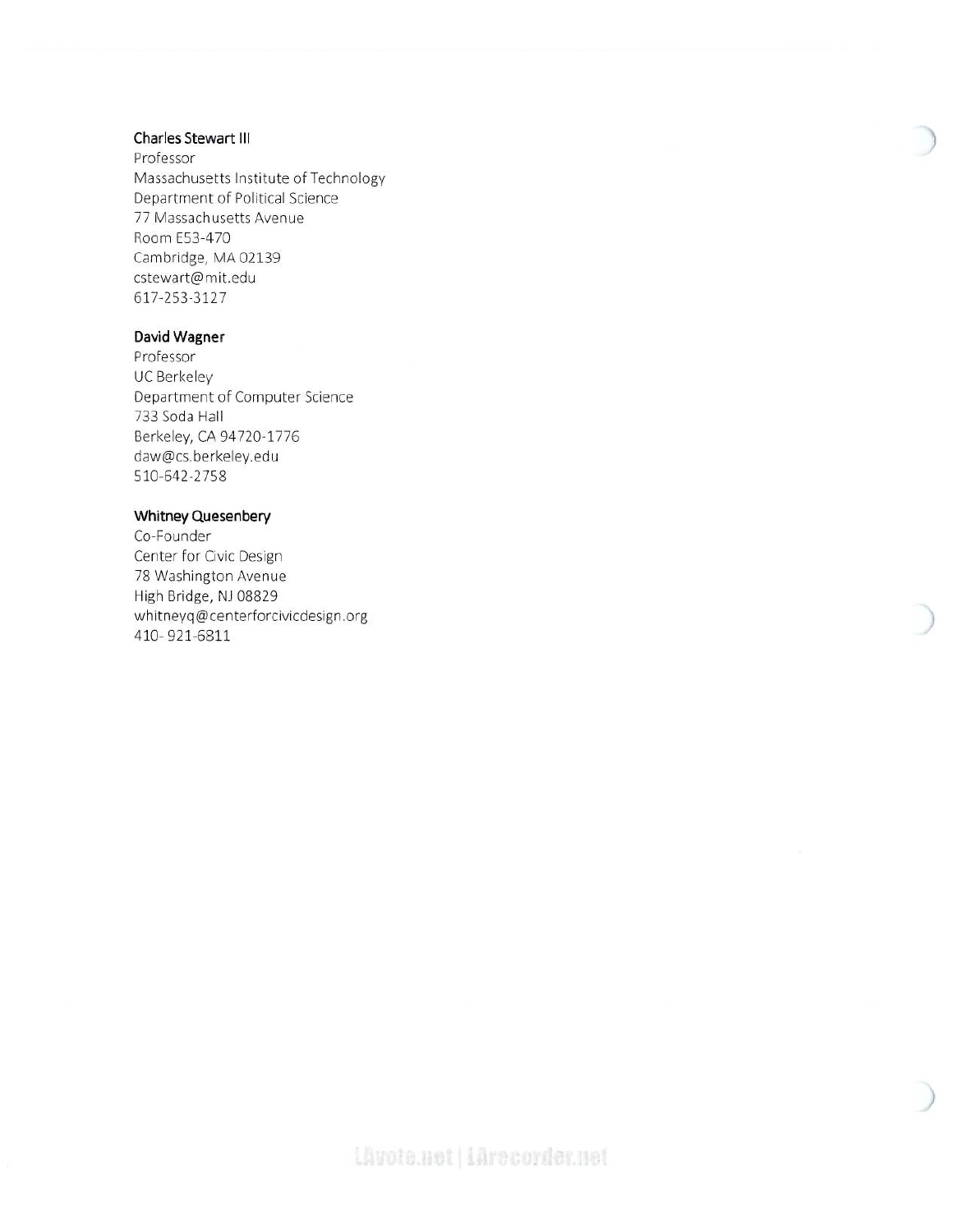**Charles Stewart III**
Professor
Massachusetts Institute of Technology
Department of Political Science
77 Massachusetts Avenue
Room E53-470
Cambridge, MA 02139
cstewart@mit.edu
617-253-3127

**David Wagner**
Professor
UC Berkeley
Department of Computer Science
733 Soda Hall
Berkeley, CA 94720-1776
daw@cs.berkeley.edu
510-642-2758

**Whitney Quesenbery**
Co-Founder
Center for Civic Design
78 Washington Avenue
High Bridge, NJ 08829
whitneyq@centerforcivicdesign.org
410- 921-6811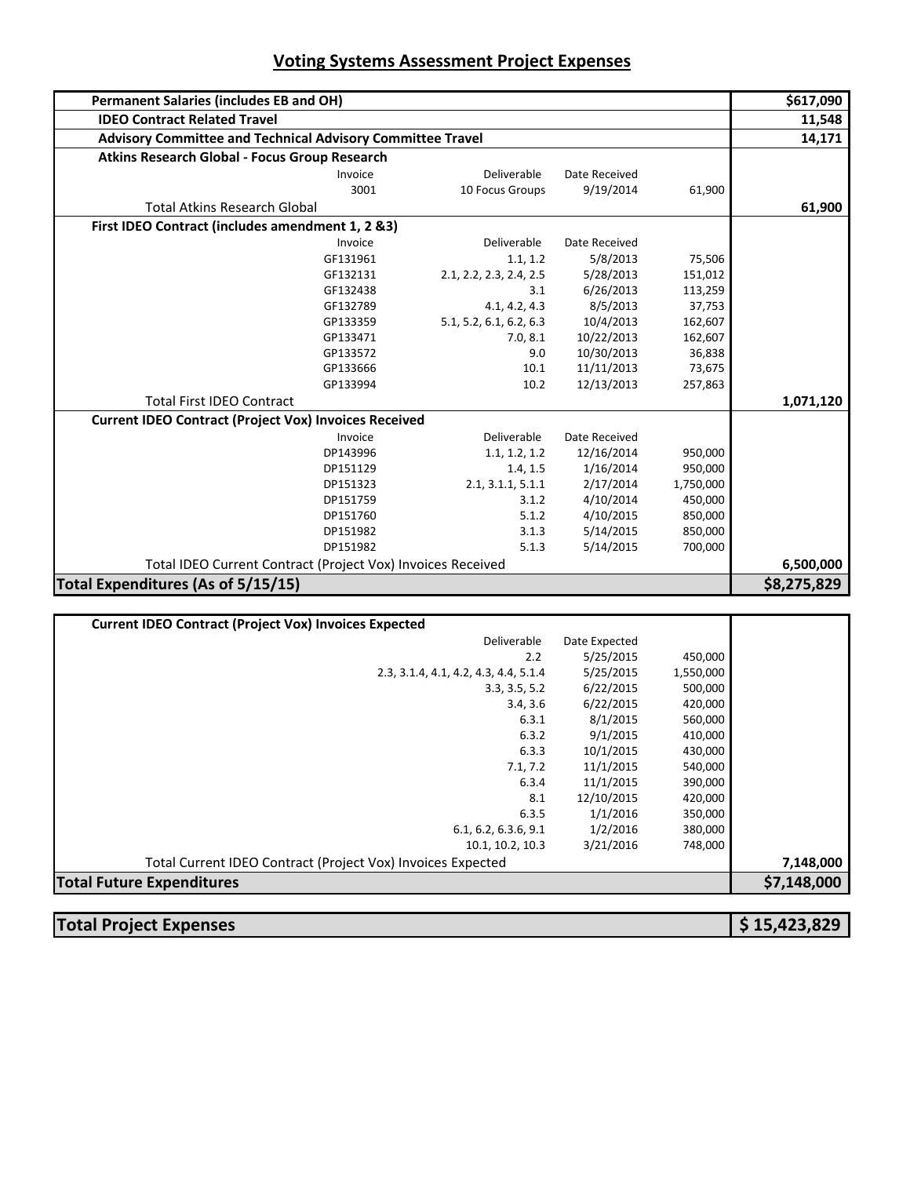# Voting Systems Assessment Project Expenses

| | | | | |
|---|---|---|---|---|
| **Permanent Salaries (includes EB and OH)** | | | | **$617,090** |
| **IDEO Contract Related Travel** | | | | **11,548** |
| **Advisory Committee and Technical Advisory Committee Travel** | | | | **14,171** |
| **Atkins Research Global - Focus Group Research** | | | | |
| Invoice | Deliverable | Date Received | | |
| 3001 | 10 Focus Groups | 9/19/2014 | 61,900 | |
| Total Atkins Research Global | | | | **61,900** |
| **First IDEO Contract (includes amendment 1, 2 &3)** | | | | |
| Invoice | Deliverable | Date Received | | |
| GF131961 | 1.1, 1.2 | 5/8/2013 | 75,506 | |
| GF132131 | 2.1, 2.2, 2.3, 2.4, 2.5 | 5/28/2013 | 151,012 | |
| GF132438 | 3.1 | 6/26/2013 | 113,259 | |
| GF132789 | 4.1, 4.2, 4.3 | 8/5/2013 | 37,753 | |
| GP133359 | 5.1, 5.2, 6.1, 6.2, 6.3 | 10/4/2013 | 162,607 | |
| GP133471 | 7.0, 8.1 | 10/22/2013 | 162,607 | |
| GP133572 | 9.0 | 10/30/2013 | 36,838 | |
| GP133666 | 10.1 | 11/11/2013 | 73,675 | |
| GP133994 | 10.2 | 12/13/2013 | 257,863 | |
| Total First IDEO Contract | | | | **1,071,120** |
| **Current IDEO Contract (Project Vox) Invoices Received** | | | | |
| Invoice | Deliverable | Date Received | | |
| DP143996 | 1.1, 1.2, 1.2 | 12/16/2014 | 950,000 | |
| DP151129 | 1.4, 1.5 | 1/16/2014 | 950,000 | |
| DP151323 | 2.1, 3.1.1, 5.1.1 | 2/17/2014 | 1,750,000 | |
| DP151759 | 3.1.2 | 4/10/2014 | 450,000 | |
| DP151760 | 5.1.2 | 4/10/2015 | 850,000 | |
| DP151982 | 3.1.3 | 5/14/2015 | 850,000 | |
| DP151982 | 5.1.3 | 5/14/2015 | 700,000 | |
| Total IDEO Current Contract (Project Vox) Invoices Received | | | | **6,500,000** |
| **Total Expenditures (As of 5/15/15)** | | | | **$8,275,829** |

| | | | |
|---|---|---|---|
| **Current IDEO Contract (Project Vox) Invoices Expected** | | | |
| Deliverable | Date Expected | | |
| 2.2 | 5/25/2015 | 450,000 | |
| 2.3, 3.1.4, 4.1, 4.2, 4.3, 4.4, 5.1.4 | 5/25/2015 | 1,550,000 | |
| 3.3, 3.5, 5.2 | 6/22/2015 | 500,000 | |
| 3.4, 3.6 | 6/22/2015 | 420,000 | |
| 6.3.1 | 8/1/2015 | 560,000 | |
| 6.3.2 | 9/1/2015 | 410,000 | |
| 6.3.3 | 10/1/2015 | 430,000 | |
| 7.1, 7.2 | 11/1/2015 | 540,000 | |
| 6.3.4 | 11/1/2015 | 390,000 | |
| 8.1 | 12/10/2015 | 420,000 | |
| 6.3.5 | 1/1/2016 | 350,000 | |
| 6.1, 6.2, 6.3.6, 9.1 | 1/2/2016 | 380,000 | |
| 10.1, 10.2, 10.3 | 3/21/2016 | 748,000 | |
| Total Current IDEO Contract (Project Vox) Invoices Expected | | | **7,148,000** |
| **Total Future Expenditures** | | | **$7,148,000** |

| | |
|---|---|
| **Total Project Expenses** | **$ 15,423,829** |